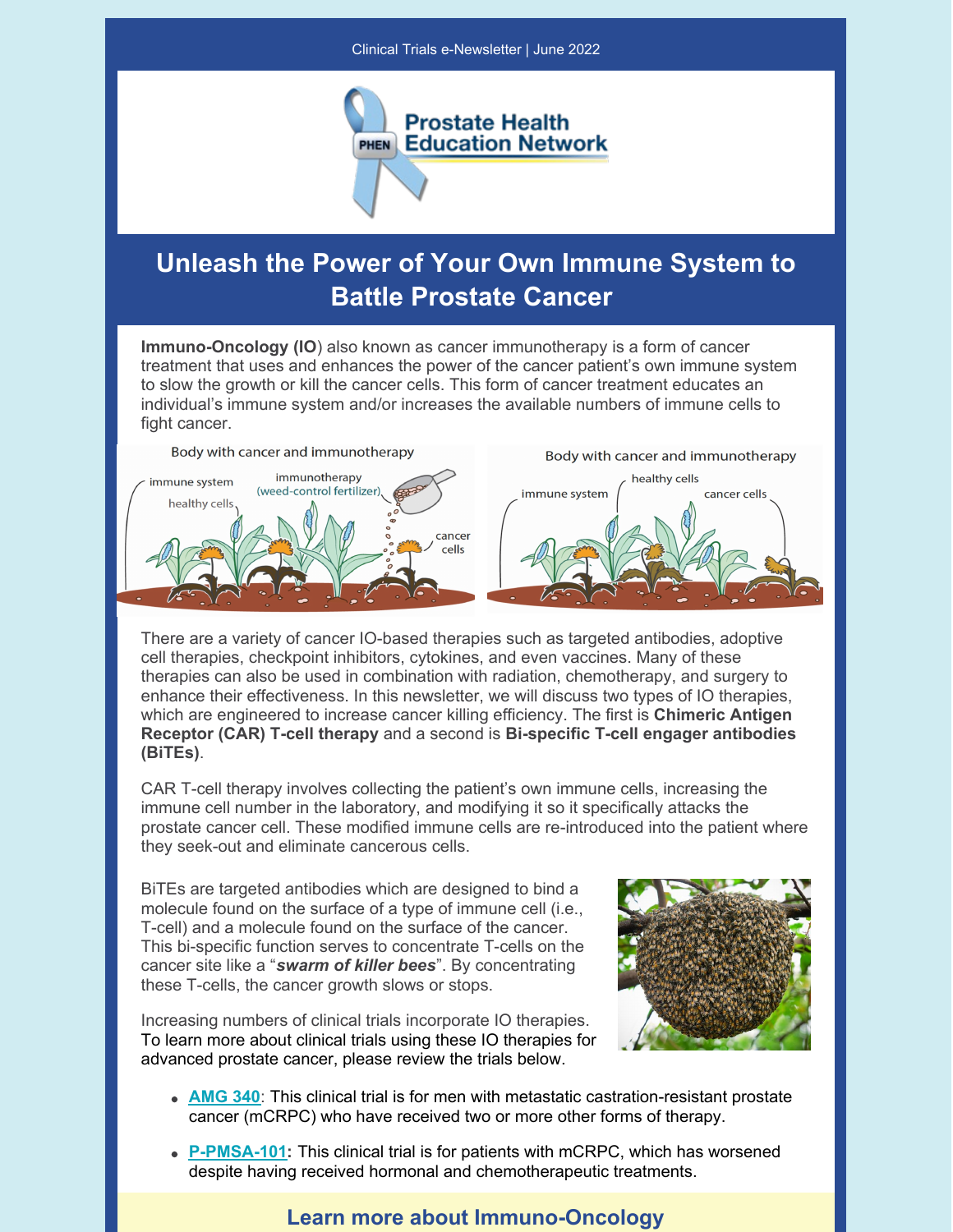Clinical Trials e-Newsletter | June 2022

# Unleash the Power of Your Own Immune System to Battle Prostate Cancer

**Immuno-Oncology (IO**) also known as cancer immunotherapy is a form of cancer treatment that uses and enhances the power of the cancer patient's own immune system to slow the growth or kill the cancer cells. This form of cancer treatment educates an individual's immune system and/or increases the available numbers of immune cells to fight cancer.

There are a variety of cancer IO-based therapies such as targeted antibodies, adoptive cell therapies, checkpoint inhibitors, cytokines, and even vaccines. Many of these therapies can also be used in combination with radiation, chemotherapy, and surgery to enhance their effectiveness. In this newsletter, we will discuss two types of IO therapies, which are engineered to increase cancer killing efficiency. The first is **Chimeric Antigen Receptor (CAR) T-cell therapy** and a second is **Bi-specific T-cell engager antibodies (BiTEs)**.

CAR T-cell therapy involves collecting the patient's own immune cells, increasing the immune cell number in the laboratory, and modifying it so it specifically attacks the prostate cancer cell. These modified immune cells are re-introduced into the patient where they seek-out and eliminate cancerous cells.

BiTEs are targeted antibodies which are designed to bind a molecule found on the surface of a type of immune cell (i.e., T-cell) and a molecule found on the surface of the cancer. This bi-specific function serves to concentrate T-cells on the cancer site like a "***swarm of killer bees***". By concentrating these T-cells, the cancer growth slows or stops.

Increasing numbers of clinical trials incorporate IO therapies. To learn more about clinical trials using these IO therapies for advanced prostate cancer, please review the trials below.

- **AMG 340**: This clinical trial is for men with metastatic castration-resistant prostate cancer (mCRPC) who have received two or more other forms of therapy.
- **P-PMSA-101:** This clinical trial is for patients with mCRPC, which has worsened despite having received hormonal and chemotherapeutic treatments.

## Learn more about Immuno-Oncology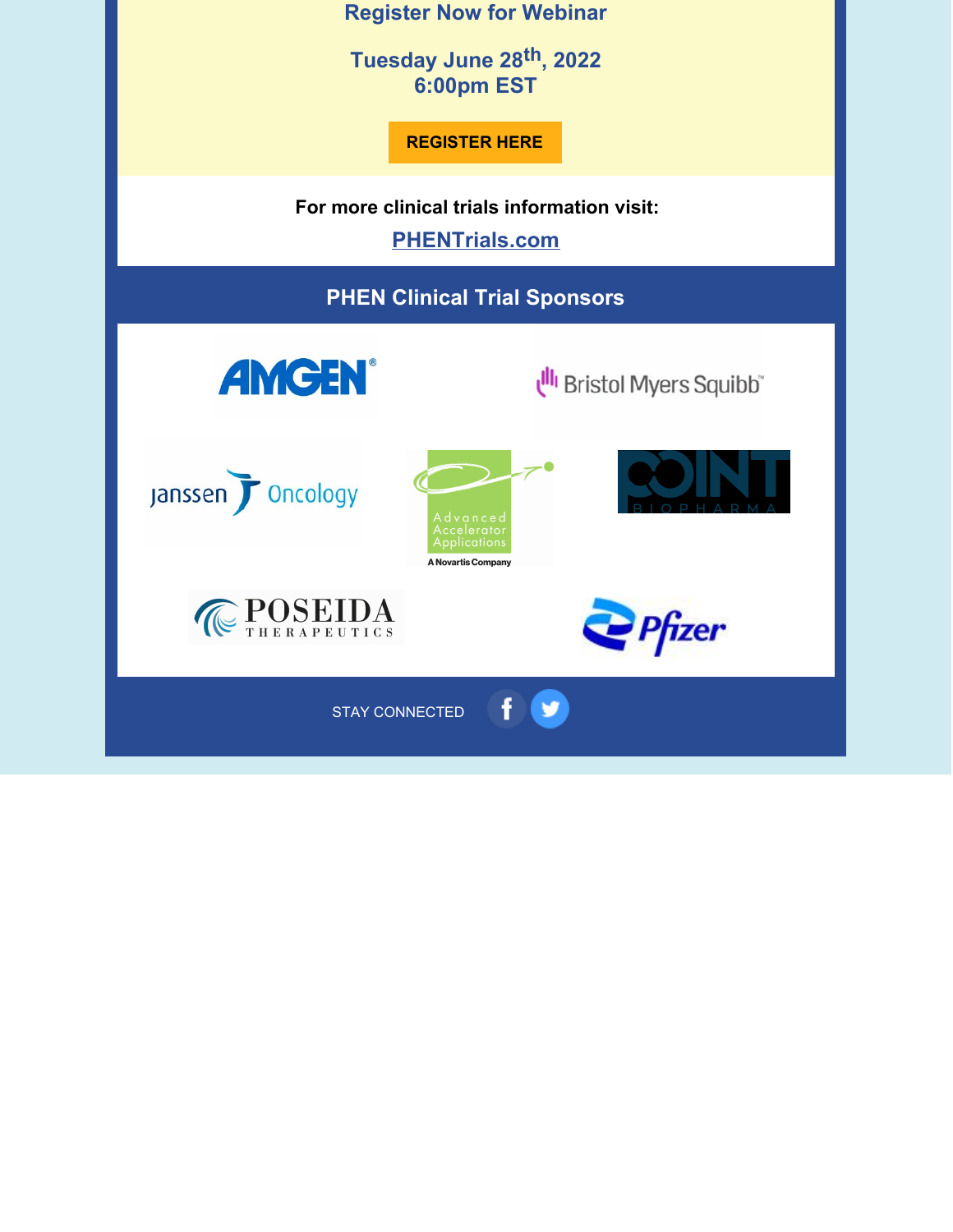**Register Now for Webinar**

**Tuesday June 28th, 2022**
**6:00pm EST**

**REGISTER HERE**

**For more clinical trials information visit:**

**PHENTrials.com**

## PHEN Clinical Trial Sponsors

AMGEN

Bristol Myers Squibb

Janssen Oncology

Advanced Accelerator Applications
A Novartis Company

POINT BIOPHARMA

POSEIDA THERAPEUTICS

Pfizer

STAY CONNECTED